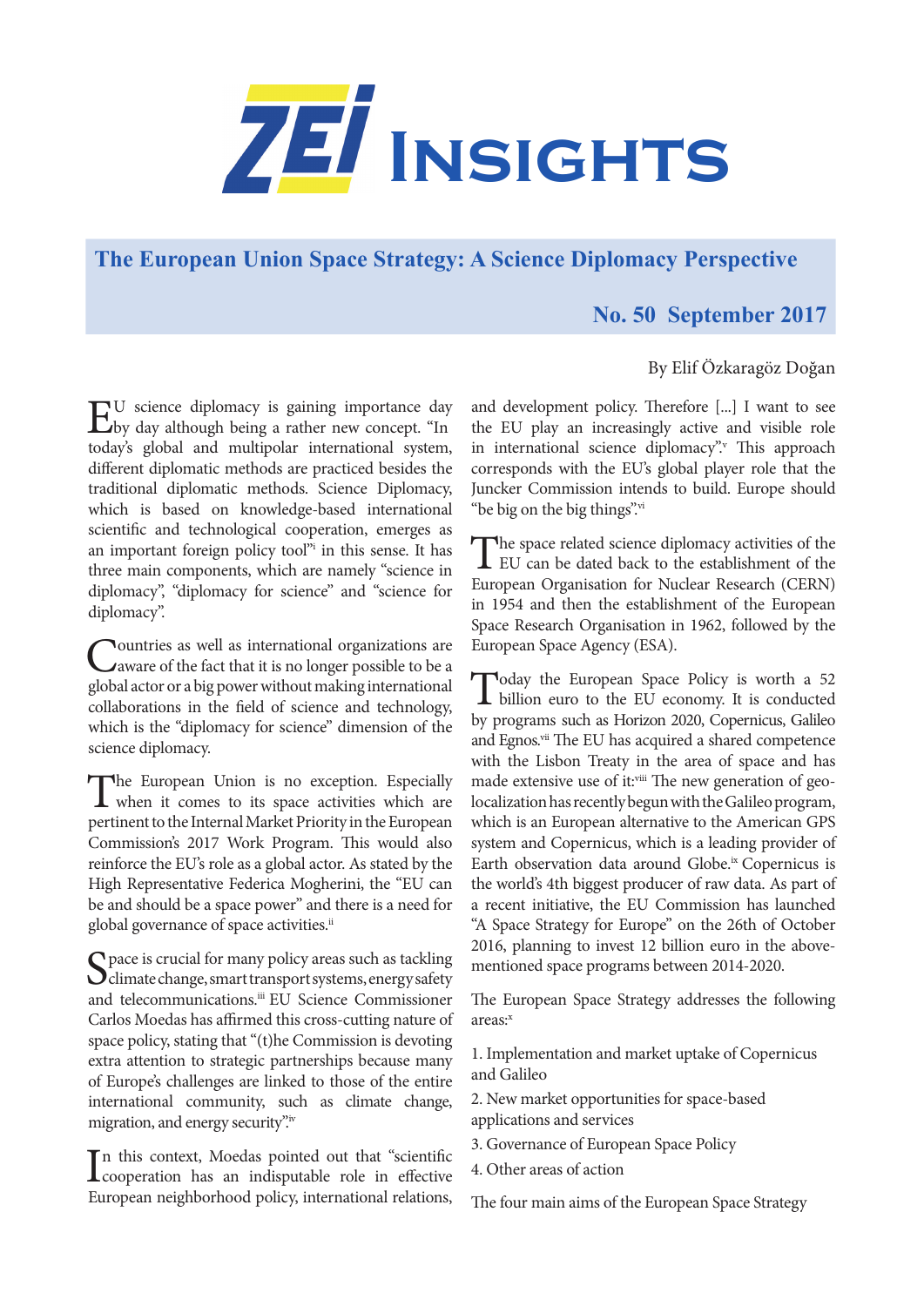# ZEI Insights

## The European Union Space Strategy: A Science Diplomacy Perspective

**No. 50 September 2017**

By Elif Özkaragöz Doğan

EU science diplomacy is gaining importance day by day although being a rather new concept. "In today's global and multipolar international system, different diplomatic methods are practiced besides the traditional diplomatic methods. Science Diplomacy, which is based on knowledge-based international scientific and technological cooperation, emerges as an important foreign policy tool"[i] in this sense. It has three main components, which are namely "science in diplomacy", "diplomacy for science" and "science for diplomacy".

Countries as well as international organizations are aware of the fact that it is no longer possible to be a global actor or a big power without making international collaborations in the field of science and technology, which is the "diplomacy for science" dimension of the science diplomacy.

The European Union is no exception. Especially when it comes to its space activities which are pertinent to the Internal Market Priority in the European Commission's 2017 Work Program. This would also reinforce the EU's role as a global actor. As stated by the High Representative Federica Mogherini, the "EU can be and should be a space power" and there is a need for global governance of space activities.[ii]

Space is crucial for many policy areas such as tackling climate change, smart transport systems, energy safety and telecommunications.[iii] EU Science Commissioner Carlos Moedas has affirmed this cross-cutting nature of space policy, stating that "(t)he Commission is devoting extra attention to strategic partnerships because many of Europe's challenges are linked to those of the entire international community, such as climate change, migration, and energy security".[iv]

In this context, Moedas pointed out that "scientific cooperation has an indisputable role in effective European neighborhood policy, international relations, and development policy. Therefore [...] I want to see the EU play an increasingly active and visible role in international science diplomacy".[v] This approach corresponds with the EU's global player role that the Juncker Commission intends to build. Europe should "be big on the big things".[vi]

The space related science diplomacy activities of the EU can be dated back to the establishment of the European Organisation for Nuclear Research (CERN) in 1954 and then the establishment of the European Space Research Organisation in 1962, followed by the European Space Agency (ESA).

Today the European Space Policy is worth a 52 billion euro to the EU economy. It is conducted by programs such as Horizon 2020, Copernicus, Galileo and Egnos.[vii] The EU has acquired a shared competence with the Lisbon Treaty in the area of space and has made extensive use of it:[viii] The new generation of geo-localization has recently begun with the Galileo program, which is an European alternative to the American GPS system and Copernicus, which is a leading provider of Earth observation data around Globe.[ix] Copernicus is the world's 4th biggest producer of raw data. As part of a recent initiative, the EU Commission has launched "A Space Strategy for Europe" on the 26th of October 2016, planning to invest 12 billion euro in the above-mentioned space programs between 2014-2020.

The European Space Strategy addresses the following areas:[x]

1. Implementation and market uptake of Copernicus and Galileo
2. New market opportunities for space-based applications and services
3. Governance of European Space Policy
4. Other areas of action

The four main aims of the European Space Strategy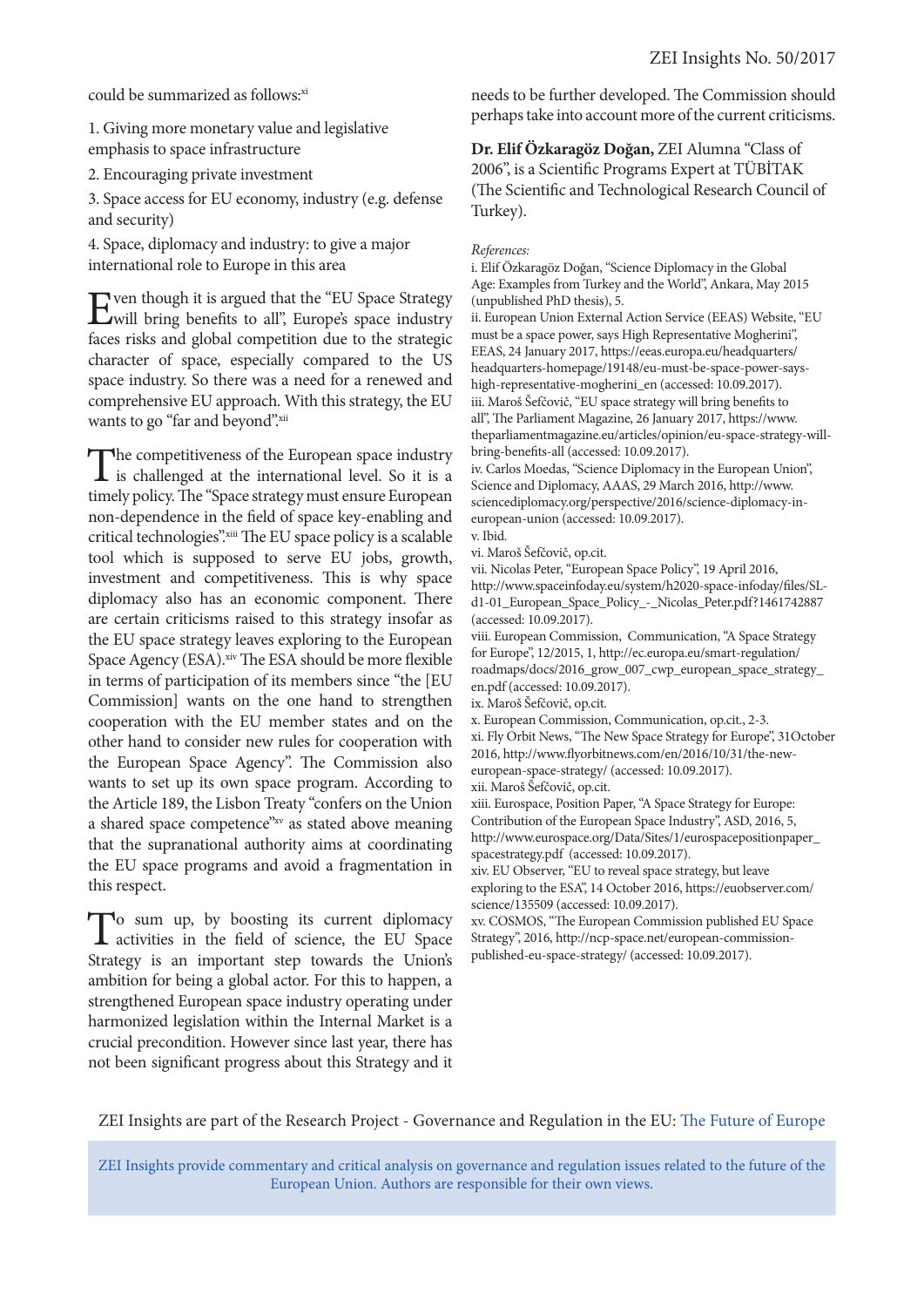could be summarized as follows:[xi]

1. Giving more monetary value and legislative emphasis to space infrastructure
2. Encouraging private investment
3. Space access for EU economy, industry (e.g. defense and security)
4. Space, diplomacy and industry: to give a major international role to Europe in this area

Even though it is argued that the "EU Space Strategy will bring benefits to all", Europe's space industry faces risks and global competition due to the strategic character of space, especially compared to the US space industry. So there was a need for a renewed and comprehensive EU approach. With this strategy, the EU wants to go "far and beyond".[xii]

The competitiveness of the European space industry is challenged at the international level. So it is a timely policy. The "Space strategy must ensure European non-dependence in the field of space key-enabling and critical technologies".[xiii] The EU space policy is a scalable tool which is supposed to serve EU jobs, growth, investment and competitiveness. This is why space diplomacy also has an economic component. There are certain criticisms raised to this strategy insofar as the EU space strategy leaves exploring to the European Space Agency (ESA).[xiv] The ESA should be more flexible in terms of participation of its members since "the [EU Commission] wants on the one hand to strengthen cooperation with the EU member states and on the other hand to consider new rules for cooperation with the European Space Agency". The Commission also wants to set up its own space program. According to the Article 189, the Lisbon Treaty "confers on the Union a shared space competence"[xv] as stated above meaning that the supranational authority aims at coordinating the EU space programs and avoid a fragmentation in this respect.

To sum up, by boosting its current diplomacy activities in the field of science, the EU Space Strategy is an important step towards the Union's ambition for being a global actor. For this to happen, a strengthened European space industry operating under harmonized legislation within the Internal Market is a crucial precondition. However since last year, there has not been significant progress about this Strategy and it needs to be further developed. The Commission should perhaps take into account more of the current criticisms.

**Dr. Elif Özkaragöz Doğan,** ZEI Alumna "Class of 2006", is a Scientific Programs Expert at TÜBİTAK (The Scientific and Technological Research Council of Turkey).

*References:*

i. Elif Özkaragöz Doğan, "Science Diplomacy in the Global Age: Examples from Turkey and the World", Ankara, May 2015 (unpublished PhD thesis), 5.
ii. European Union External Action Service (EEAS) Website, "EU must be a space power, says High Representative Mogherini", EEAS, 24 January 2017, https://eeas.europa.eu/headquarters/headquarters-homepage/19148/eu-must-be-space-power-says-high-representative-mogherini_en (accessed: 10.09.2017).
iii. Maroš Šefčovič, "EU space strategy will bring benefits to all", The Parliament Magazine, 26 January 2017, https://www.theparliamentmagazine.eu/articles/opinion/eu-space-strategy-will-bring-benefits-all (accessed: 10.09.2017).
iv. Carlos Moedas, "Science Diplomacy in the European Union", Science and Diplomacy, AAAS, 29 March 2016, http://www.sciencediplomacy.org/perspective/2016/science-diplomacy-in-european-union (accessed: 10.09.2017).
v. Ibid.
vi. Maroš Šefčovič, op.cit.
vii. Nicolas Peter, "European Space Policy", 19 April 2016, http://www.spaceinfoday.eu/system/h2020-space-infoday/files/SL-d1-01_European_Space_Policy_-_Nicolas_Peter.pdf?1461742887 (accessed: 10.09.2017).
viii. European Commission, Communication, "A Space Strategy for Europe", 12/2015, 1, http://ec.europa.eu/smart-regulation/roadmaps/docs/2016_grow_007_cwp_european_space_strategy_en.pdf (accessed: 10.09.2017).
ix. Maroš Šefčovič, op.cit.
x. European Commission, Communication, op.cit., 2-3.
xi. Fly Orbit News, "The New Space Strategy for Europe", 31October 2016, http://www.flyorbitnews.com/en/2016/10/31/the-new-european-space-strategy/ (accessed: 10.09.2017).
xii. Maroš Šefčovič, op.cit.
xiii. Eurospace, Position Paper, "A Space Strategy for Europe: Contribution of the European Space Industry", ASD, 2016, 5, http://www.eurospace.org/Data/Sites/1/eurospacepositionpaper_spacestrategy.pdf (accessed: 10.09.2017).
xiv. EU Observer, "EU to reveal space strategy, but leave exploring to the ESA", 14 October 2016, https://euobserver.com/science/135509 (accessed: 10.09.2017).
xv. COSMOS, "The European Commission published EU Space Strategy", 2016, http://ncp-space.net/european-commission-published-eu-space-strategy/ (accessed: 10.09.2017).

ZEI Insights are part of the Research Project - Governance and Regulation in the EU: The Future of Europe

ZEI Insights provide commentary and critical analysis on governance and regulation issues related to the future of the European Union. Authors are responsible for their own views.